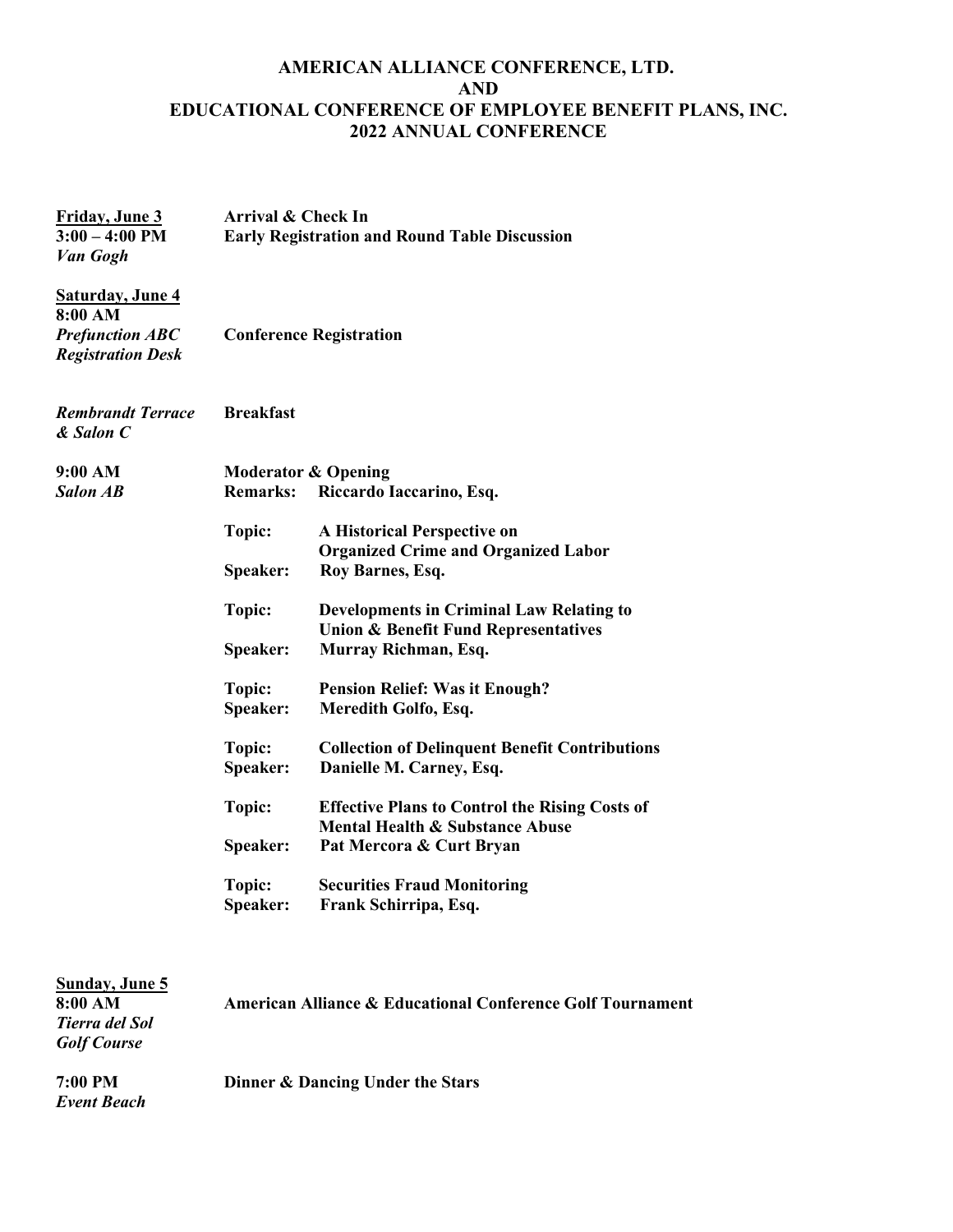# AMERICAN ALLIANCE CONFERENCE, LTD.
# AND
# EDUCATIONAL CONFERENCE OF EMPLOYEE BENEFIT PLANS, INC.
# 2022 ANNUAL CONFERENCE

**Friday, June 3** — **Arrival & Check In**

**3:00 – 4:00 PM** — **Early Registration and Round Table Discussion**
*Van Gogh*

**Saturday, June 4**

**8:00 AM** — **Conference Registration**
*Prefunction ABC Registration Desk*

*Rembrandt Terrace & Salon C* — **Breakfast**

**9:00 AM** — **Moderator & Opening Remarks:** **Riccardo Iaccarino, Esq.**
*Salon AB*

**Topic:** **A Historical Perspective on Organized Crime and Organized Labor**
**Speaker:** **Roy Barnes, Esq.**

**Topic:** **Developments in Criminal Law Relating to Union & Benefit Fund Representatives**
**Speaker:** **Murray Richman, Esq.**

**Topic:** **Pension Relief: Was it Enough?**
**Speaker:** **Meredith Golfo, Esq.**

**Topic:** **Collection of Delinquent Benefit Contributions**
**Speaker:** **Danielle M. Carney, Esq.**

**Topic:** **Effective Plans to Control the Rising Costs of Mental Health & Substance Abuse**
**Speaker:** **Pat Mercora & Curt Bryan**

**Topic:** **Securities Fraud Monitoring**
**Speaker:** **Frank Schirripa, Esq.**

**Sunday, June 5**

**8:00 AM** — **American Alliance & Educational Conference Golf Tournament**
*Tierra del Sol Golf Course*

**7:00 PM** — **Dinner & Dancing Under the Stars**
*Event Beach*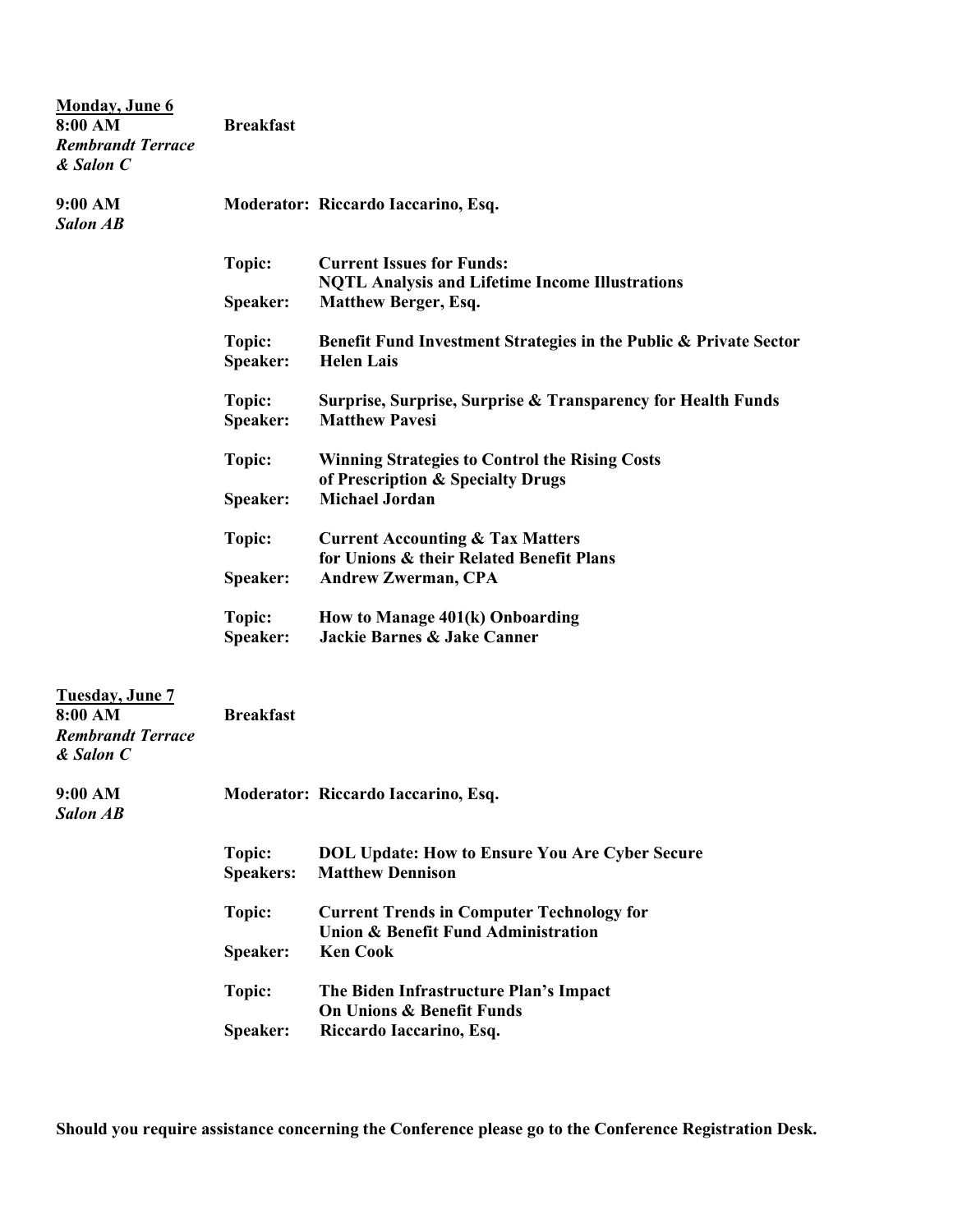**<u>Monday, June 6</u>**

**8:00 AM** — **Breakfast**
***Rembrandt Terrace & Salon C***

**9:00 AM** — **Moderator: Riccardo Iaccarino, Esq.**
***Salon AB***

| | |
|---|---|
| **Topic:** | **Current Issues for Funds: NQTL Analysis and Lifetime Income Illustrations** |
| **Speaker:** | **Matthew Berger, Esq.** |
| **Topic:** | **Benefit Fund Investment Strategies in the Public & Private Sector** |
| **Speaker:** | **Helen Lais** |
| **Topic:** | **Surprise, Surprise, Surprise & Transparency for Health Funds** |
| **Speaker:** | **Matthew Pavesi** |
| **Topic:** | **Winning Strategies to Control the Rising Costs of Prescription & Specialty Drugs** |
| **Speaker:** | **Michael Jordan** |
| **Topic:** | **Current Accounting & Tax Matters for Unions & their Related Benefit Plans** |
| **Speaker:** | **Andrew Zwerman, CPA** |
| **Topic:** | **How to Manage 401(k) Onboarding** |
| **Speaker:** | **Jackie Barnes & Jake Canner** |

**<u>Tuesday, June 7</u>**

**8:00 AM** — **Breakfast**
***Rembrandt Terrace & Salon C***

**9:00 AM** — **Moderator: Riccardo Iaccarino, Esq.**
***Salon AB***

| | |
|---|---|
| **Topic:** | **DOL Update: How to Ensure You Are Cyber Secure** |
| **Speakers:** | **Matthew Dennison** |
| **Topic:** | **Current Trends in Computer Technology for Union & Benefit Fund Administration** |
| **Speaker:** | **Ken Cook** |
| **Topic:** | **The Biden Infrastructure Plan's Impact On Unions & Benefit Funds** |
| **Speaker:** | **Riccardo Iaccarino, Esq.** |

**Should you require assistance concerning the Conference please go to the Conference Registration Desk.**